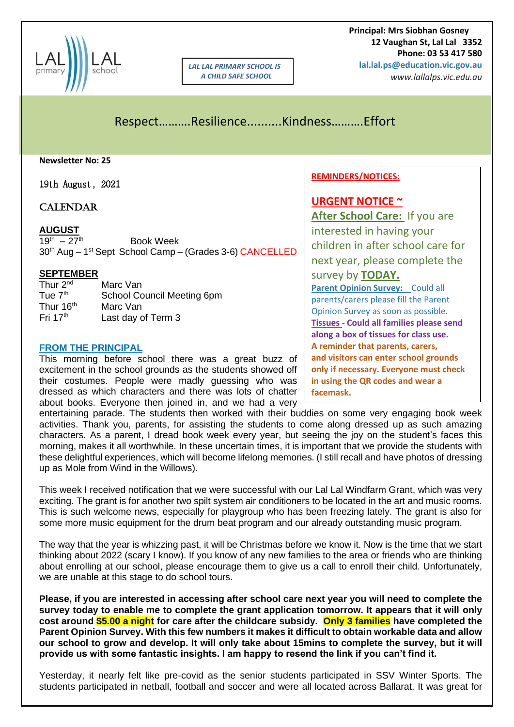LAL LAL primary school

*LAL LAL PRIMARY SCHOOL IS A CHILD SAFE SCHOOL*

**Principal: Mrs Siobhan Gosney**
**12 Vaughan St, Lal Lal 3352**
**Phone: 03 53 417 580**
**lal.lal.ps@education.vic.gov.au**
*www.lallalps.vic.edu.au*

## Respect……….Resilience..........Kindness……….Effort

**Newsletter No: 25**

19th August, 2021

## CALENDAR

### AUGUST

| | |
|---|---|
| 19th – 27th | Book Week |
| 30th Aug – 1st Sept | School Camp – (Grades 3-6) CANCELLED |

### SEPTEMBER

| | |
|---|---|
| Thur 2nd | Marc Van |
| Tue 7th | School Council Meeting 6pm |
| Thur 16th | Marc Van |
| Fri 17th | Last day of Term 3 |

**REMINDERS/NOTICES:**

**URGENT NOTICE ~**

**After School Care:** If you are interested in having your children in after school care for next year, please complete the survey by **TODAY.**

**Parent Opinion Survey:** Could all parents/carers please fill the Parent Opinion Survey as soon as possible.

**Tissues - Could all families please send along a box of tissues for class use.**

**A reminder that parents, carers, and visitors can enter school grounds only if necessary. Everyone must check in using the QR codes and wear a facemask.**

### FROM THE PRINCIPAL

This morning before school there was a great buzz of excitement in the school grounds as the students showed off their costumes. People were madly guessing who was dressed as which characters and there was lots of chatter about books. Everyone then joined in, and we had a very entertaining parade. The students then worked with their buddies on some very engaging book week activities. Thank you, parents, for assisting the students to come along dressed up as such amazing characters. As a parent, I dread book week every year, but seeing the joy on the student's faces this morning, makes it all worthwhile. In these uncertain times, it is important that we provide the students with these delightful experiences, which will become lifelong memories. (I still recall and have photos of dressing up as Mole from Wind in the Willows).

This week I received notification that we were successful with our Lal Lal Windfarm Grant, which was very exciting. The grant is for another two spilt system air conditioners to be located in the art and music rooms. This is such welcome news, especially for playgroup who has been freezing lately. The grant is also for some more music equipment for the drum beat program and our already outstanding music program.

The way that the year is whizzing past, it will be Christmas before we know it. Now is the time that we start thinking about 2022 (scary I know). If you know of any new families to the area or friends who are thinking about enrolling at our school, please encourage them to give us a call to enroll their child. Unfortunately, we are unable at this stage to do school tours.

**Please, if you are interested in accessing after school care next year you will need to complete the survey today to enable me to complete the grant application tomorrow. It appears that it will only cost around $5.00 a night for care after the childcare subsidy. Only 3 families have completed the Parent Opinion Survey. With this few numbers it makes it difficult to obtain workable data and allow our school to grow and develop. It will only take about 15mins to complete the survey, but it will provide us with some fantastic insights. I am happy to resend the link if you can't find it.**

Yesterday, it nearly felt like pre-covid as the senior students participated in SSV Winter Sports. The students participated in netball, football and soccer and were all located across Ballarat. It was great for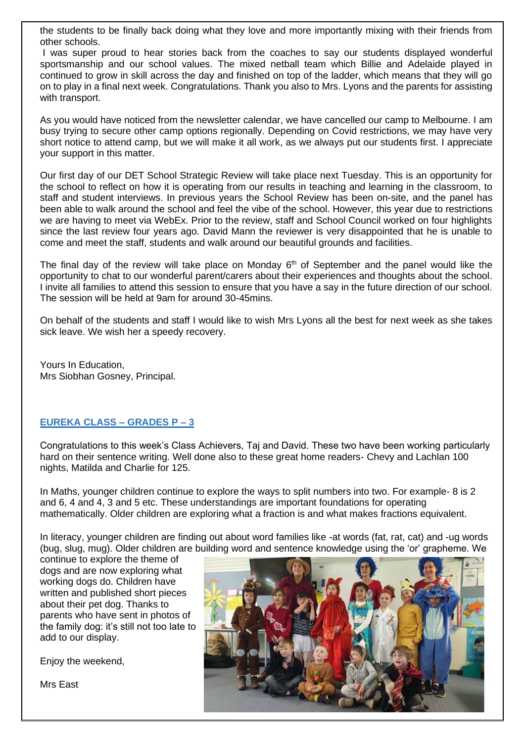the students to be finally back doing what they love and more importantly mixing with their friends from other schools.

I was super proud to hear stories back from the coaches to say our students displayed wonderful sportsmanship and our school values. The mixed netball team which Billie and Adelaide played in continued to grow in skill across the day and finished on top of the ladder, which means that they will go on to play in a final next week. Congratulations. Thank you also to Mrs. Lyons and the parents for assisting with transport.

As you would have noticed from the newsletter calendar, we have cancelled our camp to Melbourne. I am busy trying to secure other camp options regionally. Depending on Covid restrictions, we may have very short notice to attend camp, but we will make it all work, as we always put our students first. I appreciate your support in this matter.

Our first day of our DET School Strategic Review will take place next Tuesday. This is an opportunity for the school to reflect on how it is operating from our results in teaching and learning in the classroom, to staff and student interviews. In previous years the School Review has been on-site, and the panel has been able to walk around the school and feel the vibe of the school. However, this year due to restrictions we are having to meet via WebEx. Prior to the review, staff and School Council worked on four highlights since the last review four years ago. David Mann the reviewer is very disappointed that he is unable to come and meet the staff, students and walk around our beautiful grounds and facilities.

The final day of the review will take place on Monday 6th of September and the panel would like the opportunity to chat to our wonderful parent/carers about their experiences and thoughts about the school. I invite all families to attend this session to ensure that you have a say in the future direction of our school. The session will be held at 9am for around 30-45mins.

On behalf of the students and staff I would like to wish Mrs Lyons all the best for next week as she takes sick leave. We wish her a speedy recovery.

Yours In Education,
Mrs Siobhan Gosney, Principal.

## EUREKA CLASS – GRADES P – 3

Congratulations to this week's Class Achievers, Taj and David. These two have been working particularly hard on their sentence writing. Well done also to these great home readers- Chevy and Lachlan 100 nights, Matilda and Charlie for 125.

In Maths, younger children continue to explore the ways to split numbers into two. For example- 8 is 2 and 6, 4 and 4, 3 and 5 etc. These understandings are important foundations for operating mathematically. Older children are exploring what a fraction is and what makes fractions equivalent.

In literacy, younger children are finding out about word families like -at words (fat, rat, cat) and -ug words (bug, slug, mug). Older children are building word and sentence knowledge using the 'or' grapheme. We continue to explore the theme of dogs and are now exploring what working dogs do. Children have written and published short pieces about their pet dog. Thanks to parents who have sent in photos of the family dog: it's still not too late to add to our display.

Enjoy the weekend,

Mrs East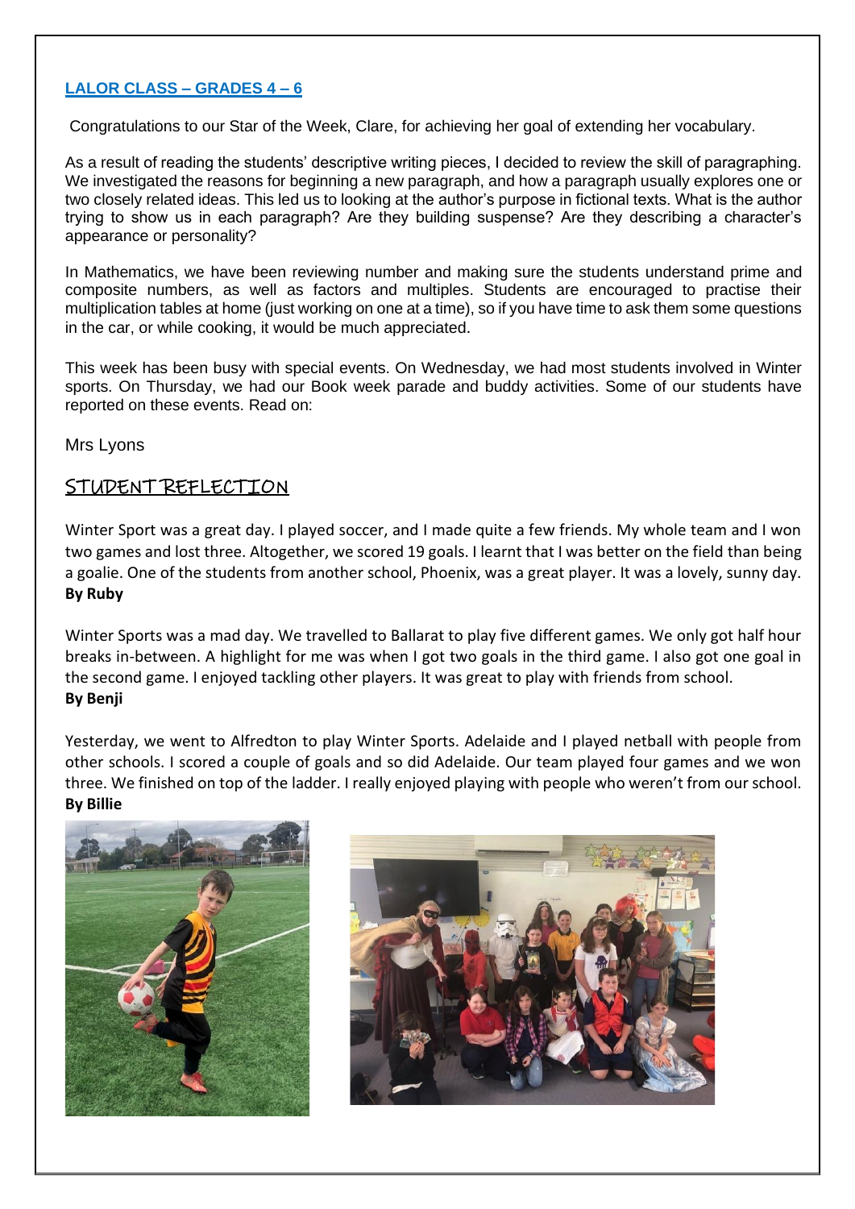## LALOR CLASS – GRADES 4 – 6

Congratulations to our Star of the Week, Clare, for achieving her goal of extending her vocabulary.

As a result of reading the students' descriptive writing pieces, I decided to review the skill of paragraphing. We investigated the reasons for beginning a new paragraph, and how a paragraph usually explores one or two closely related ideas. This led us to looking at the author's purpose in fictional texts. What is the author trying to show us in each paragraph? Are they building suspense? Are they describing a character's appearance or personality?

In Mathematics, we have been reviewing number and making sure the students understand prime and composite numbers, as well as factors and multiples. Students are encouraged to practise their multiplication tables at home (just working on one at a time), so if you have time to ask them some questions in the car, or while cooking, it would be much appreciated.

This week has been busy with special events. On Wednesday, we had most students involved in Winter sports. On Thursday, we had our Book week parade and buddy activities. Some of our students have reported on these events. Read on:

Mrs Lyons

## STUDENT REFLECTION

Winter Sport was a great day. I played soccer, and I made quite a few friends. My whole team and I won two games and lost three. Altogether, we scored 19 goals. I learnt that I was better on the field than being a goalie. One of the students from another school, Phoenix, was a great player. It was a lovely, sunny day.
**By Ruby**

Winter Sports was a mad day. We travelled to Ballarat to play five different games. We only got half hour breaks in-between. A highlight for me was when I got two goals in the third game. I also got one goal in the second game. I enjoyed tackling other players. It was great to play with friends from school.
**By Benji**

Yesterday, we went to Alfredton to play Winter Sports. Adelaide and I played netball with people from other schools. I scored a couple of goals and so did Adelaide. Our team played four games and we won three. We finished on top of the ladder. I really enjoyed playing with people who weren't from our school.
**By Billie**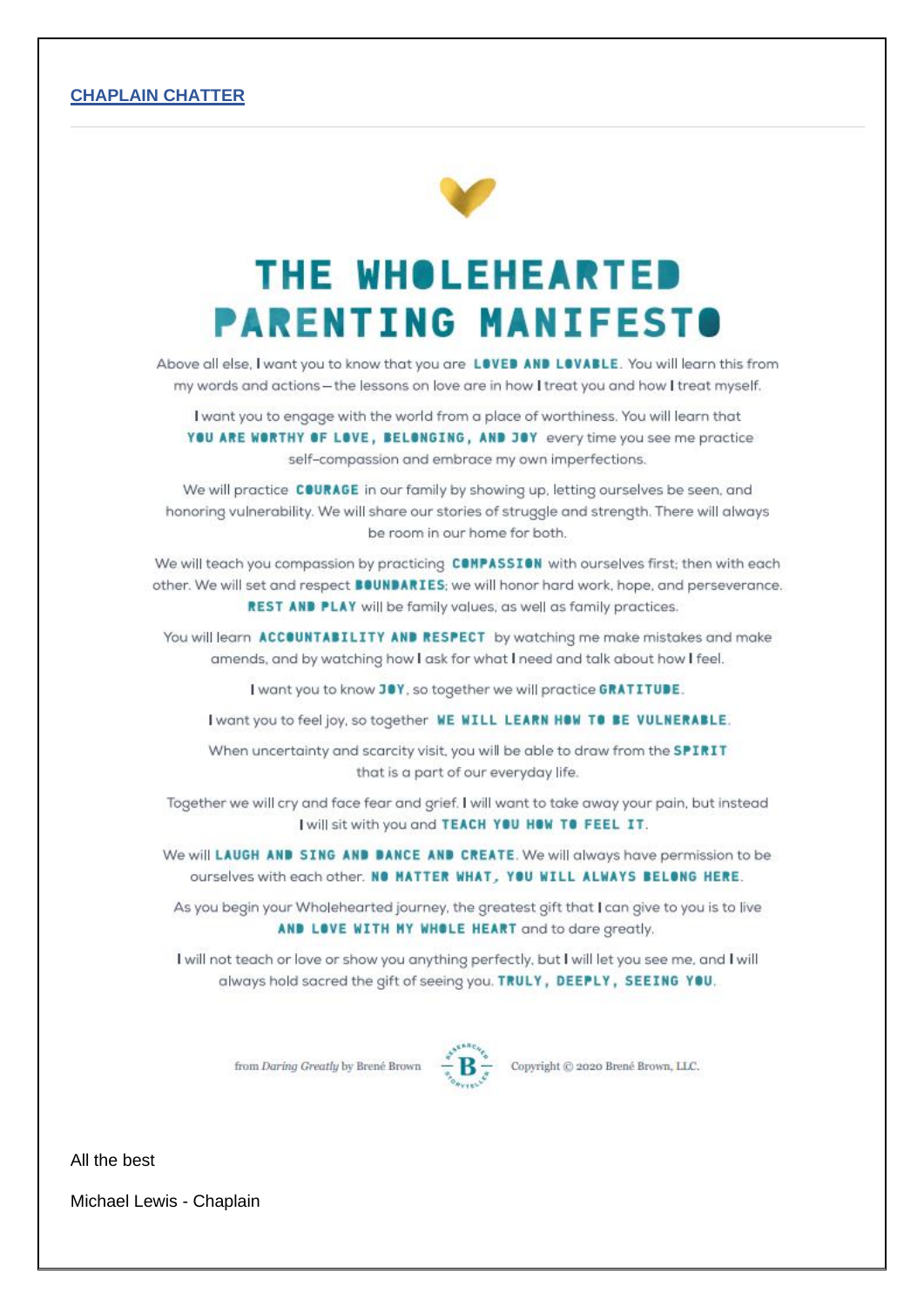## CHAPLAIN CHATTER

# THE WHOLEHEARTED PARENTING MANIFESTO

Above all else, I want you to know that you are **LOVED AND LOVABLE**. You will learn this from my words and actions—the lessons on love are in how I treat you and how I treat myself.

I want you to engage with the world from a place of worthiness. You will learn that **YOU ARE WORTHY OF LOVE, BELONGING, AND JOY** every time you see me practice self-compassion and embrace my own imperfections.

We will practice **COURAGE** in our family by showing up, letting ourselves be seen, and honoring vulnerability. We will share our stories of struggle and strength. There will always be room in our home for both.

We will teach you compassion by practicing **COMPASSION** with ourselves first; then with each other. We will set and respect **BOUNDARIES**; we will honor hard work, hope, and perseverance. **REST AND PLAY** will be family values, as well as family practices.

You will learn **ACCOUNTABILITY AND RESPECT** by watching me make mistakes and make amends, and by watching how I ask for what I need and talk about how I feel.

I want you to know **JOY**, so together we will practice **GRATITUDE**.

I want you to feel joy, so together **WE WILL LEARN HOW TO BE VULNERABLE**.

When uncertainty and scarcity visit, you will be able to draw from the **SPIRIT** that is a part of our everyday life.

Together we will cry and face fear and grief. I will want to take away your pain, but instead I will sit with you and **TEACH YOU HOW TO FEEL IT**.

We will **LAUGH AND SING AND DANCE AND CREATE**. We will always have permission to be ourselves with each other. **NO MATTER WHAT, YOU WILL ALWAYS BELONG HERE**.

As you begin your Wholehearted journey, the greatest gift that I can give to you is to live **AND LOVE WITH MY WHOLE HEART** and to dare greatly.

I will not teach or love or show you anything perfectly, but I will let you see me, and I will always hold sacred the gift of seeing you. **TRULY, DEEPLY, SEEING YOU**.

from *Daring Greatly* by Brené Brown

Copyright © 2020 Brené Brown, LLC.

All the best

Michael Lewis - Chaplain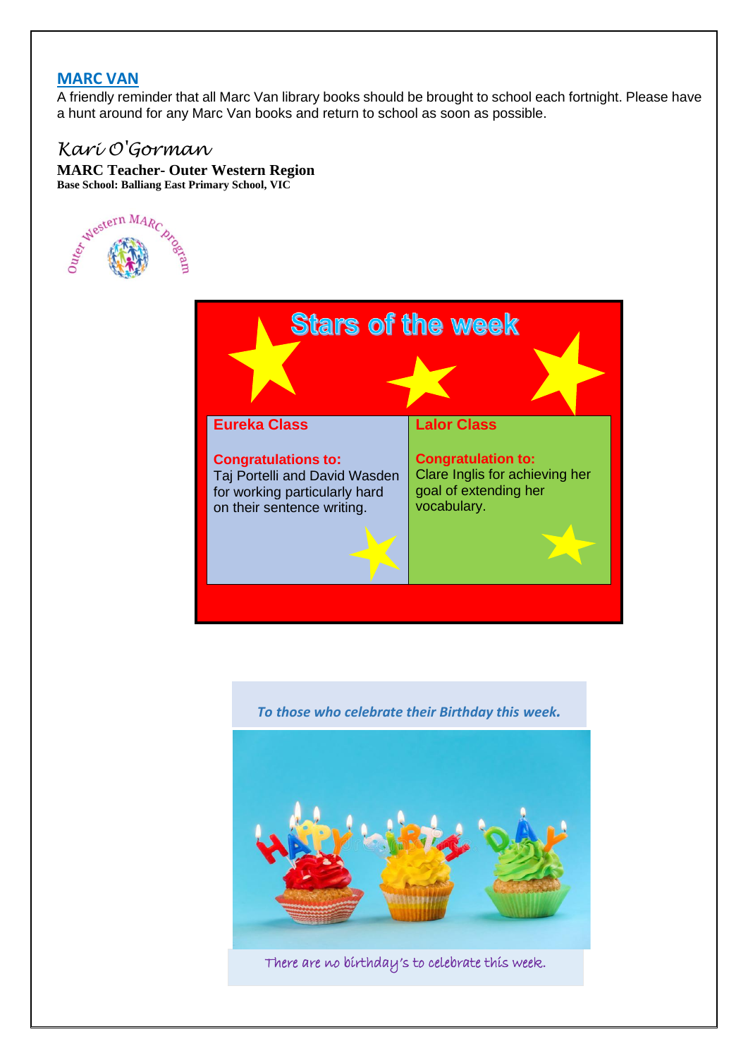## MARC VAN

A friendly reminder that all Marc Van library books should be brought to school each fortnight. Please have a hunt around for any Marc Van books and return to school as soon as possible.

*Kari O'Gorman*

**MARC Teacher- Outer Western Region**
**Base School: Balliang East Primary School, VIC**

Outer Western MARC program

# Stars of the week

| Eureka Class | Lalor Class |
|---|---|
| **Congratulations to:** Taj Portelli and David Wasden for working particularly hard on their sentence writing. | **Congratulation to:** Clare Inglis for achieving her goal of extending her vocabulary. |

***To those who celebrate their Birthday this week.***

There are no birthday's to celebrate this week.